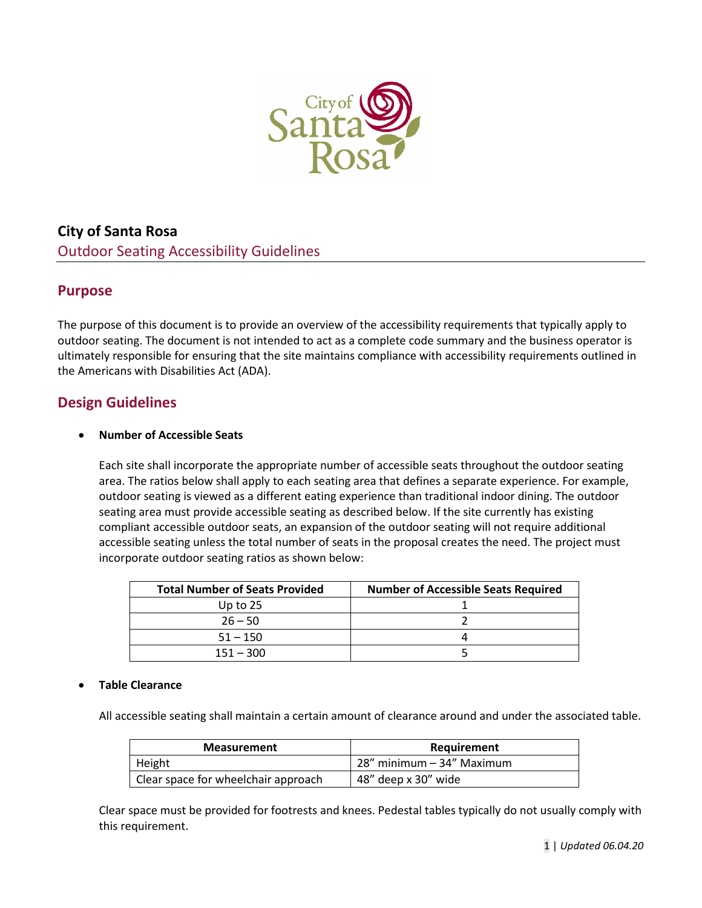# City of Santa Rosa

## Outdoor Seating Accessibility Guidelines

## Purpose

The purpose of this document is to provide an overview of the accessibility requirements that typically apply to outdoor seating. The document is not intended to act as a complete code summary and the business operator is ultimately responsible for ensuring that the site maintains compliance with accessibility requirements outlined in the Americans with Disabilities Act (ADA).

## Design Guidelines

- **Number of Accessible Seats**

  Each site shall incorporate the appropriate number of accessible seats throughout the outdoor seating area. The ratios below shall apply to each seating area that defines a separate experience. For example, outdoor seating is viewed as a different eating experience than traditional indoor dining. The outdoor seating area must provide accessible seating as described below. If the site currently has existing compliant accessible outdoor seats, an expansion of the outdoor seating will not require additional accessible seating unless the total number of seats in the proposal creates the need. The project must incorporate outdoor seating ratios as shown below:

| Total Number of Seats Provided | Number of Accessible Seats Required |
|---|---|
| Up to 25 | 1 |
| 26 – 50 | 2 |
| 51 – 150 | 4 |
| 151 – 300 | 5 |

- **Table Clearance**

  All accessible seating shall maintain a certain amount of clearance around and under the associated table.

| Measurement | Requirement |
|---|---|
| Height | 28” minimum – 34” Maximum |
| Clear space for wheelchair approach | 48” deep x 30” wide |

  Clear space must be provided for footrests and knees. Pedestal tables typically do not usually comply with this requirement.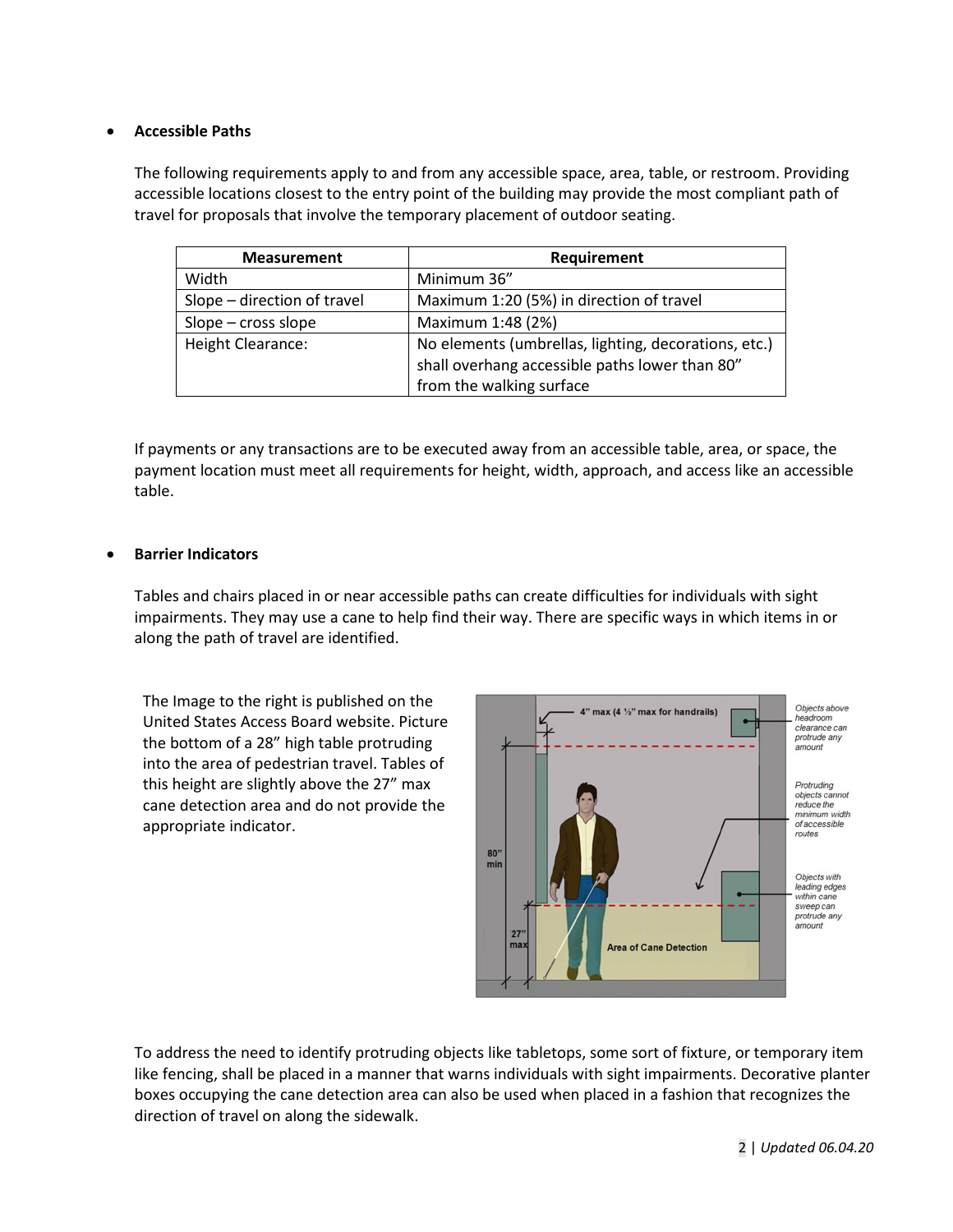- **Accessible Paths**

  The following requirements apply to and from any accessible space, area, table, or restroom. Providing accessible locations closest to the entry point of the building may provide the most compliant path of travel for proposals that involve the temporary placement of outdoor seating.

| Measurement | Requirement |
|---|---|
| Width | Minimum 36" |
| Slope – direction of travel | Maximum 1:20 (5%) in direction of travel |
| Slope – cross slope | Maximum 1:48 (2%) |
| Height Clearance: | No elements (umbrellas, lighting, decorations, etc.) shall overhang accessible paths lower than 80" from the walking surface |

  If payments or any transactions are to be executed away from an accessible table, area, or space, the payment location must meet all requirements for height, width, approach, and access like an accessible table.

- **Barrier Indicators**

  Tables and chairs placed in or near accessible paths can create difficulties for individuals with sight impairments. They may use a cane to help find their way. There are specific ways in which items in or along the path of travel are identified.

  The Image to the right is published on the United States Access Board website. Picture the bottom of a 28" high table protruding into the area of pedestrian travel. Tables of this height are slightly above the 27" max cane detection area and do not provide the appropriate indicator.

  4" max (4 ½" max for handrails)

  Objects above headroom clearance can protrude any amount

  Protruding objects cannot reduce the minimum width of accessible routes

  Objects with leading edges within cane sweep can protrude any amount

  80" min

  27" max

  Area of Cane Detection

  To address the need to identify protruding objects like tabletops, some sort of fixture, or temporary item like fencing, shall be placed in a manner that warns individuals with sight impairments. Decorative planter boxes occupying the cane detection area can also be used when placed in a fashion that recognizes the direction of travel on along the sidewalk.